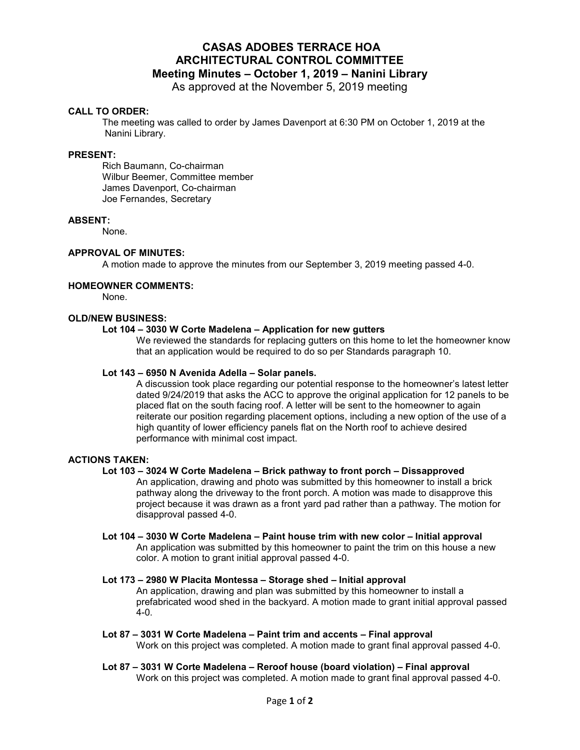# CASAS ADOBES TERRACE HOA
# ARCHITECTURAL CONTROL COMMITTEE
## Meeting Minutes – October 1, 2019 – Nanini Library

As approved at the November 5, 2019 meeting

**CALL TO ORDER:**

The meeting was called to order by James Davenport at 6:30 PM on October 1, 2019 at the Nanini Library.

**PRESENT:**

Rich Baumann, Co-chairman
Wilbur Beemer, Committee member
James Davenport, Co-chairman
Joe Fernandes, Secretary

**ABSENT:**

None.

**APPROVAL OF MINUTES:**

A motion made to approve the minutes from our September 3, 2019 meeting passed 4-0.

**HOMEOWNER COMMENTS:**

None.

**OLD/NEW BUSINESS:**

**Lot 104 – 3030 W Corte Madelena – Application for new gutters**

We reviewed the standards for replacing gutters on this home to let the homeowner know that an application would be required to do so per Standards paragraph 10.

**Lot 143 – 6950 N Avenida Adella – Solar panels.**

A discussion took place regarding our potential response to the homeowner's latest letter dated 9/24/2019 that asks the ACC to approve the original application for 12 panels to be placed flat on the south facing roof. A letter will be sent to the homeowner to again reiterate our position regarding placement options, including a new option of the use of a high quantity of lower efficiency panels flat on the North roof to achieve desired performance with minimal cost impact.

**ACTIONS TAKEN:**

**Lot 103 – 3024 W Corte Madelena – Brick pathway to front porch – Dissapproved**

An application, drawing and photo was submitted by this homeowner to install a brick pathway along the driveway to the front porch. A motion was made to disapprove this project because it was drawn as a front yard pad rather than a pathway. The motion for disapproval passed 4-0.

**Lot 104 – 3030 W Corte Madelena – Paint house trim with new color – Initial approval**

An application was submitted by this homeowner to paint the trim on this house a new color. A motion to grant initial approval passed 4-0.

**Lot 173 – 2980 W Placita Montessa – Storage shed – Initial approval**

An application, drawing and plan was submitted by this homeowner to install a prefabricated wood shed in the backyard. A motion made to grant initial approval passed 4-0.

**Lot 87 – 3031 W Corte Madelena – Paint trim and accents – Final approval**

Work on this project was completed. A motion made to grant final approval passed 4-0.

**Lot 87 – 3031 W Corte Madelena – Reroof house (board violation) – Final approval**

Work on this project was completed. A motion made to grant final approval passed 4-0.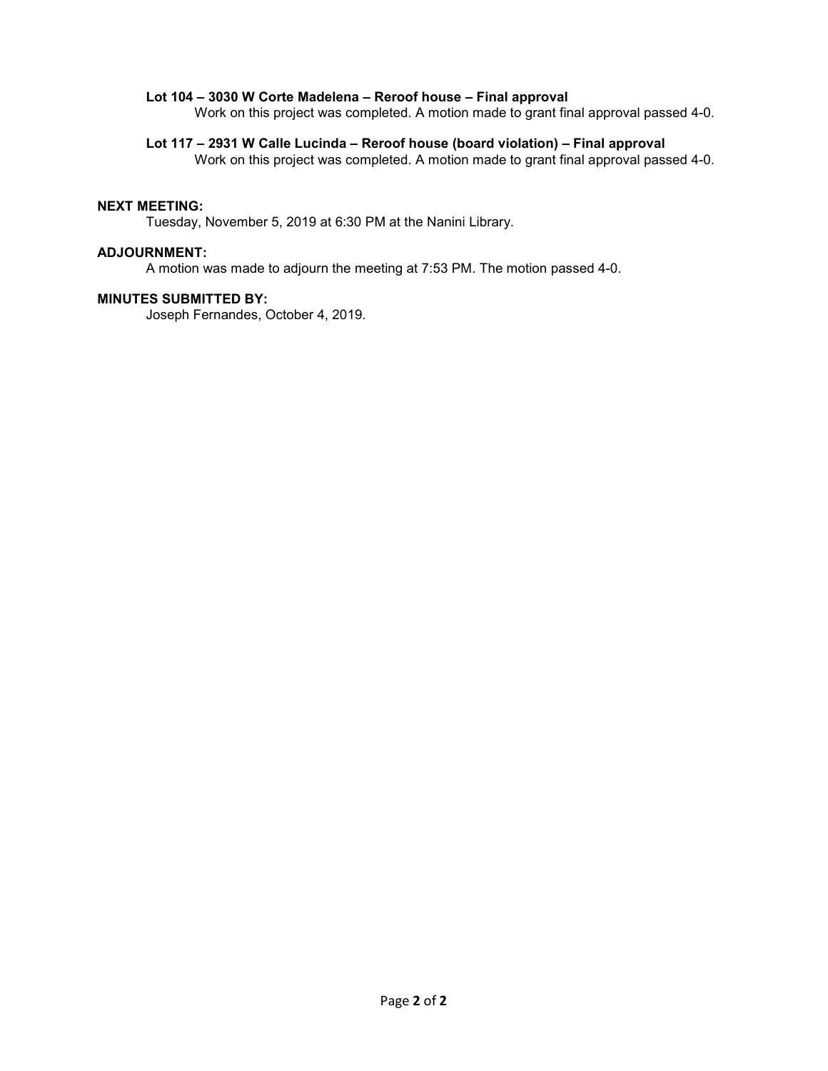**Lot 104 – 3030 W Corte Madelena – Reroof house – Final approval**

Work on this project was completed. A motion made to grant final approval passed 4-0.

**Lot 117 – 2931 W Calle Lucinda – Reroof house (board violation) – Final approval**

Work on this project was completed. A motion made to grant final approval passed 4-0.

**NEXT MEETING:**

Tuesday, November 5, 2019 at 6:30 PM at the Nanini Library.

**ADJOURNMENT:**

A motion was made to adjourn the meeting at 7:53 PM. The motion passed 4-0.

**MINUTES SUBMITTED BY:**

Joseph Fernandes, October 4, 2019.